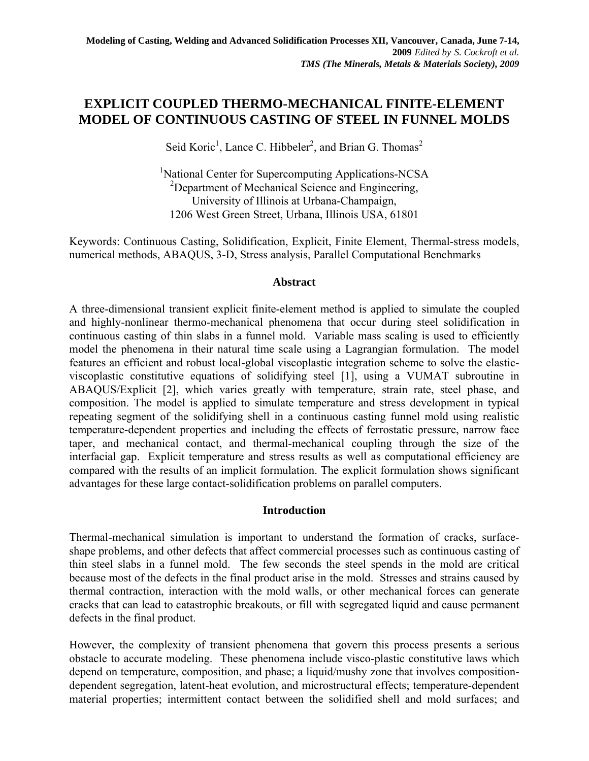**Modeling of Casting, Welding and Advanced Solidification Processes XII, Vancouver, Canada, June 7-14, 2009** *Edited by S. Cockroft et al.*
***TMS (The Minerals, Metals & Materials Society), 2009***

# EXPLICIT COUPLED THERMO-MECHANICAL FINITE-ELEMENT MODEL OF CONTINUOUS CASTING OF STEEL IN FUNNEL MOLDS

Seid Koric[1], Lance C. Hibbeler[2], and Brian G. Thomas[2]

[1]National Center for Supercomputing Applications-NCSA
[2]Department of Mechanical Science and Engineering,
University of Illinois at Urbana-Champaign,
1206 West Green Street, Urbana, Illinois USA, 61801

Keywords: Continuous Casting, Solidification, Explicit, Finite Element, Thermal-stress models, numerical methods, ABAQUS, 3-D, Stress analysis, Parallel Computational Benchmarks

## Abstract

A three-dimensional transient explicit finite-element method is applied to simulate the coupled and highly-nonlinear thermo-mechanical phenomena that occur during steel solidification in continuous casting of thin slabs in a funnel mold. Variable mass scaling is used to efficiently model the phenomena in their natural time scale using a Lagrangian formulation. The model features an efficient and robust local-global viscoplastic integration scheme to solve the elastic-viscoplastic constitutive equations of solidifying steel [1], using a VUMAT subroutine in ABAQUS/Explicit [2], which varies greatly with temperature, strain rate, steel phase, and composition. The model is applied to simulate temperature and stress development in typical repeating segment of the solidifying shell in a continuous casting funnel mold using realistic temperature-dependent properties and including the effects of ferrostatic pressure, narrow face taper, and mechanical contact, and thermal-mechanical coupling through the size of the interfacial gap. Explicit temperature and stress results as well as computational efficiency are compared with the results of an implicit formulation. The explicit formulation shows significant advantages for these large contact-solidification problems on parallel computers.

## Introduction

Thermal-mechanical simulation is important to understand the formation of cracks, surface-shape problems, and other defects that affect commercial processes such as continuous casting of thin steel slabs in a funnel mold. The few seconds the steel spends in the mold are critical because most of the defects in the final product arise in the mold. Stresses and strains caused by thermal contraction, interaction with the mold walls, or other mechanical forces can generate cracks that can lead to catastrophic breakouts, or fill with segregated liquid and cause permanent defects in the final product.

However, the complexity of transient phenomena that govern this process presents a serious obstacle to accurate modeling. These phenomena include visco-plastic constitutive laws which depend on temperature, composition, and phase; a liquid/mushy zone that involves composition-dependent segregation, latent-heat evolution, and microstructural effects; temperature-dependent material properties; intermittent contact between the solidified shell and mold surfaces; and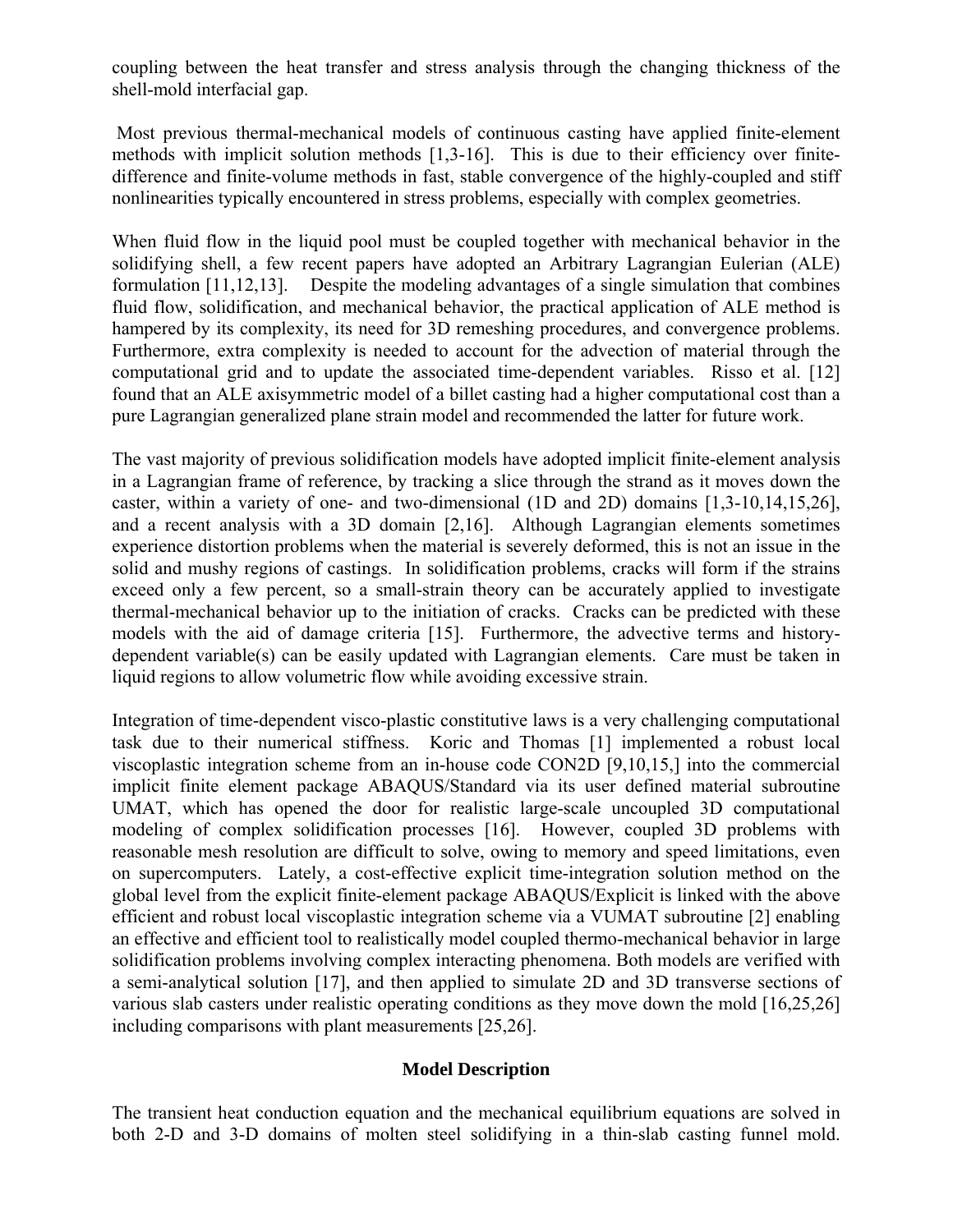coupling between the heat transfer and stress analysis through the changing thickness of the shell-mold interfacial gap.

Most previous thermal-mechanical models of continuous casting have applied finite-element methods with implicit solution methods [1,3-16]. This is due to their efficiency over finite-difference and finite-volume methods in fast, stable convergence of the highly-coupled and stiff nonlinearities typically encountered in stress problems, especially with complex geometries.

When fluid flow in the liquid pool must be coupled together with mechanical behavior in the solidifying shell, a few recent papers have adopted an Arbitrary Lagrangian Eulerian (ALE) formulation [11,12,13]. Despite the modeling advantages of a single simulation that combines fluid flow, solidification, and mechanical behavior, the practical application of ALE method is hampered by its complexity, its need for 3D remeshing procedures, and convergence problems. Furthermore, extra complexity is needed to account for the advection of material through the computational grid and to update the associated time-dependent variables. Risso et al. [12] found that an ALE axisymmetric model of a billet casting had a higher computational cost than a pure Lagrangian generalized plane strain model and recommended the latter for future work.

The vast majority of previous solidification models have adopted implicit finite-element analysis in a Lagrangian frame of reference, by tracking a slice through the strand as it moves down the caster, within a variety of one- and two-dimensional (1D and 2D) domains [1,3-10,14,15,26], and a recent analysis with a 3D domain [2,16]. Although Lagrangian elements sometimes experience distortion problems when the material is severely deformed, this is not an issue in the solid and mushy regions of castings. In solidification problems, cracks will form if the strains exceed only a few percent, so a small-strain theory can be accurately applied to investigate thermal-mechanical behavior up to the initiation of cracks. Cracks can be predicted with these models with the aid of damage criteria [15]. Furthermore, the advective terms and history-dependent variable(s) can be easily updated with Lagrangian elements. Care must be taken in liquid regions to allow volumetric flow while avoiding excessive strain.

Integration of time-dependent visco-plastic constitutive laws is a very challenging computational task due to their numerical stiffness. Koric and Thomas [1] implemented a robust local viscoplastic integration scheme from an in-house code CON2D [9,10,15,] into the commercial implicit finite element package ABAQUS/Standard via its user defined material subroutine UMAT, which has opened the door for realistic large-scale uncoupled 3D computational modeling of complex solidification processes [16]. However, coupled 3D problems with reasonable mesh resolution are difficult to solve, owing to memory and speed limitations, even on supercomputers. Lately, a cost-effective explicit time-integration solution method on the global level from the explicit finite-element package ABAQUS/Explicit is linked with the above efficient and robust local viscoplastic integration scheme via a VUMAT subroutine [2] enabling an effective and efficient tool to realistically model coupled thermo-mechanical behavior in large solidification problems involving complex interacting phenomena. Both models are verified with a semi-analytical solution [17], and then applied to simulate 2D and 3D transverse sections of various slab casters under realistic operating conditions as they move down the mold [16,25,26] including comparisons with plant measurements [25,26].

## Model Description

The transient heat conduction equation and the mechanical equilibrium equations are solved in both 2-D and 3-D domains of molten steel solidifying in a thin-slab casting funnel mold.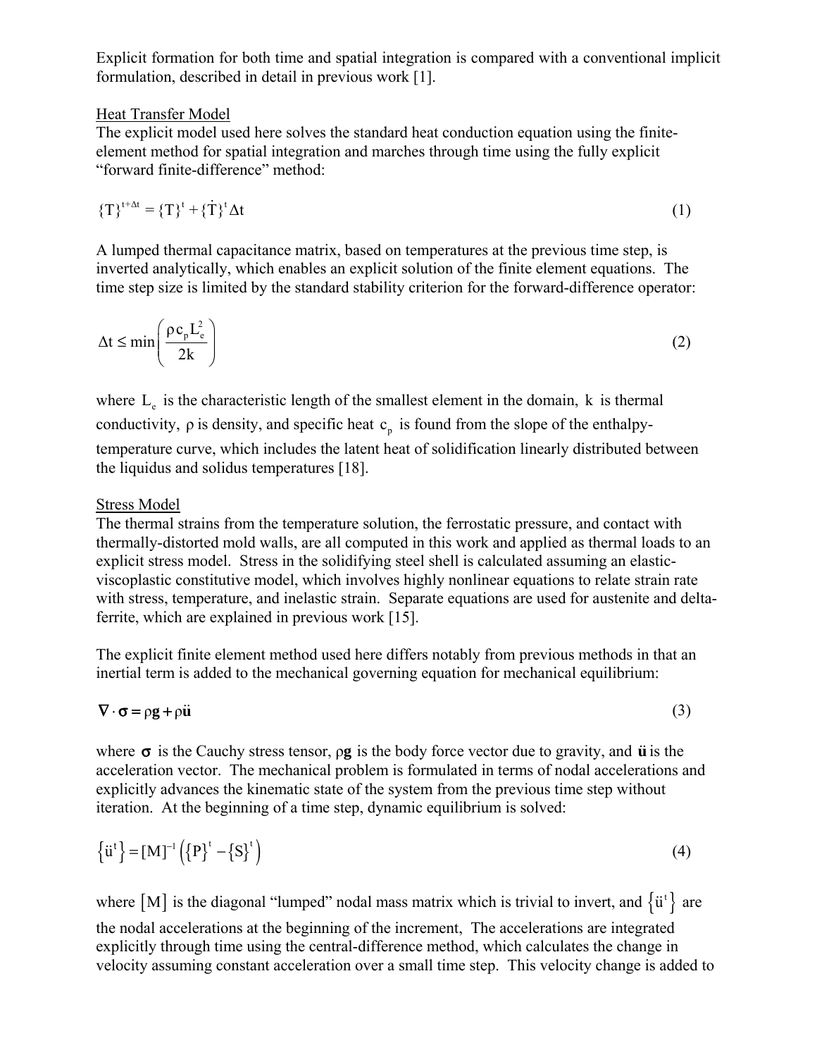Explicit formation for both time and spatial integration is compared with a conventional implicit formulation, described in detail in previous work [1].

Heat Transfer Model

The explicit model used here solves the standard heat conduction equation using the finite-element method for spatial integration and marches through time using the fully explicit "forward finite-difference" method:

$$\{T\}^{t+\Delta t} = \{T\}^{t} + \{\dot{T}\}^{t}\Delta t \tag{1}$$

A lumped thermal capacitance matrix, based on temperatures at the previous time step, is inverted analytically, which enables an explicit solution of the finite element equations. The time step size is limited by the standard stability criterion for the forward-difference operator:

$$\Delta t \le \min\left(\frac{\rho c_p L_e^2}{2k}\right) \tag{2}$$

where $L_e$ is the characteristic length of the smallest element in the domain, $k$ is thermal conductivity, $\rho$ is density, and specific heat $c_p$ is found from the slope of the enthalpy-temperature curve, which includes the latent heat of solidification linearly distributed between the liquidus and solidus temperatures [18].

Stress Model

The thermal strains from the temperature solution, the ferrostatic pressure, and contact with thermally-distorted mold walls, are all computed in this work and applied as thermal loads to an explicit stress model. Stress in the solidifying steel shell is calculated assuming an elastic-viscoplastic constitutive model, which involves highly nonlinear equations to relate strain rate with stress, temperature, and inelastic strain. Separate equations are used for austenite and delta-ferrite, which are explained in previous work [15].

The explicit finite element method used here differs notably from previous methods in that an inertial term is added to the mechanical governing equation for mechanical equilibrium:

$$\nabla \cdot \boldsymbol{\sigma} = \rho\mathbf{g} + \rho\ddot{\mathbf{u}} \tag{3}$$

where $\boldsymbol{\sigma}$ is the Cauchy stress tensor, $\rho\mathbf{g}$ is the body force vector due to gravity, and $\ddot{\mathbf{u}}$ is the acceleration vector. The mechanical problem is formulated in terms of nodal accelerations and explicitly advances the kinematic state of the system from the previous time step without iteration. At the beginning of a time step, dynamic equilibrium is solved:

$$\{\ddot{u}^t\} = [M]^{-1}\left(\{P\}^t - \{S\}^t\right) \tag{4}$$

where $[M]$ is the diagonal "lumped" nodal mass matrix which is trivial to invert, and $\{\ddot{u}^t\}$ are the nodal accelerations at the beginning of the increment, The accelerations are integrated explicitly through time using the central-difference method, which calculates the change in velocity assuming constant acceleration over a small time step. This velocity change is added to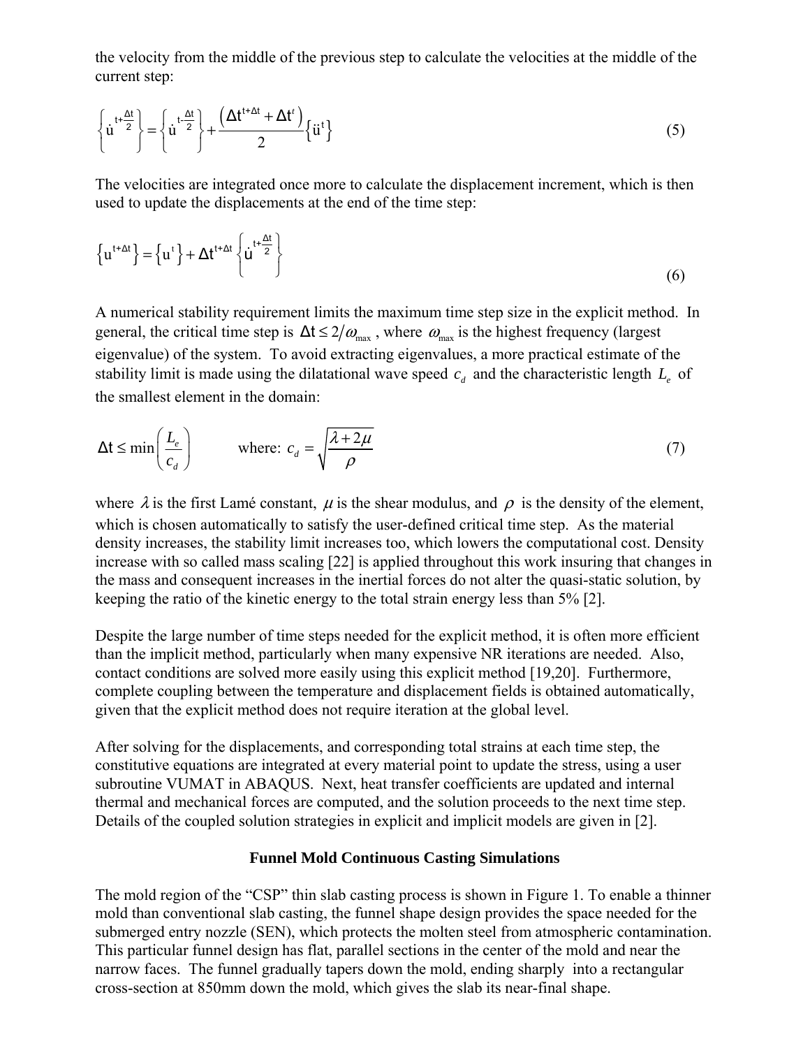the velocity from the middle of the previous step to calculate the velocities at the middle of the current step:

$$\left\{\dot{u}^{t+\frac{\Delta t}{2}}\right\} = \left\{\dot{u}^{t-\frac{\Delta t}{2}}\right\} + \frac{\left(\Delta t^{t+\Delta t} + \Delta t^{t}\right)}{2}\left\{\ddot{u}^{t}\right\} \tag{5}$$

The velocities are integrated once more to calculate the displacement increment, which is then used to update the displacements at the end of the time step:

$$\left\{u^{t+\Delta t}\right\} = \left\{u^{t}\right\} + \Delta t^{t+\Delta t}\left\{\dot{u}^{t+\frac{\Delta t}{2}}\right\} \tag{6}$$

A numerical stability requirement limits the maximum time step size in the explicit method. In general, the critical time step is $\Delta t \le 2/\omega_{max}$ , where $\omega_{max}$ is the highest frequency (largest eigenvalue) of the system. To avoid extracting eigenvalues, a more practical estimate of the stability limit is made using the dilatational wave speed $c_d$ and the characteristic length $L_e$ of the smallest element in the domain:

$$\Delta t \le \min\left(\frac{L_e}{c_d}\right) \qquad \text{where: } c_d = \sqrt{\frac{\lambda + 2\mu}{\rho}} \tag{7}$$

where $\lambda$ is the first Lamé constant, $\mu$ is the shear modulus, and $\rho$ is the density of the element, which is chosen automatically to satisfy the user-defined critical time step. As the material density increases, the stability limit increases too, which lowers the computational cost. Density increase with so called mass scaling [22] is applied throughout this work insuring that changes in the mass and consequent increases in the inertial forces do not alter the quasi-static solution, by keeping the ratio of the kinetic energy to the total strain energy less than 5% [2].

Despite the large number of time steps needed for the explicit method, it is often more efficient than the implicit method, particularly when many expensive NR iterations are needed. Also, contact conditions are solved more easily using this explicit method [19,20]. Furthermore, complete coupling between the temperature and displacement fields is obtained automatically, given that the explicit method does not require iteration at the global level.

After solving for the displacements, and corresponding total strains at each time step, the constitutive equations are integrated at every material point to update the stress, using a user subroutine VUMAT in ABAQUS. Next, heat transfer coefficients are updated and internal thermal and mechanical forces are computed, and the solution proceeds to the next time step. Details of the coupled solution strategies in explicit and implicit models are given in [2].

## Funnel Mold Continuous Casting Simulations

The mold region of the "CSP" thin slab casting process is shown in Figure 1. To enable a thinner mold than conventional slab casting, the funnel shape design provides the space needed for the submerged entry nozzle (SEN), which protects the molten steel from atmospheric contamination. This particular funnel design has flat, parallel sections in the center of the mold and near the narrow faces. The funnel gradually tapers down the mold, ending sharply into a rectangular cross-section at 850mm down the mold, which gives the slab its near-final shape.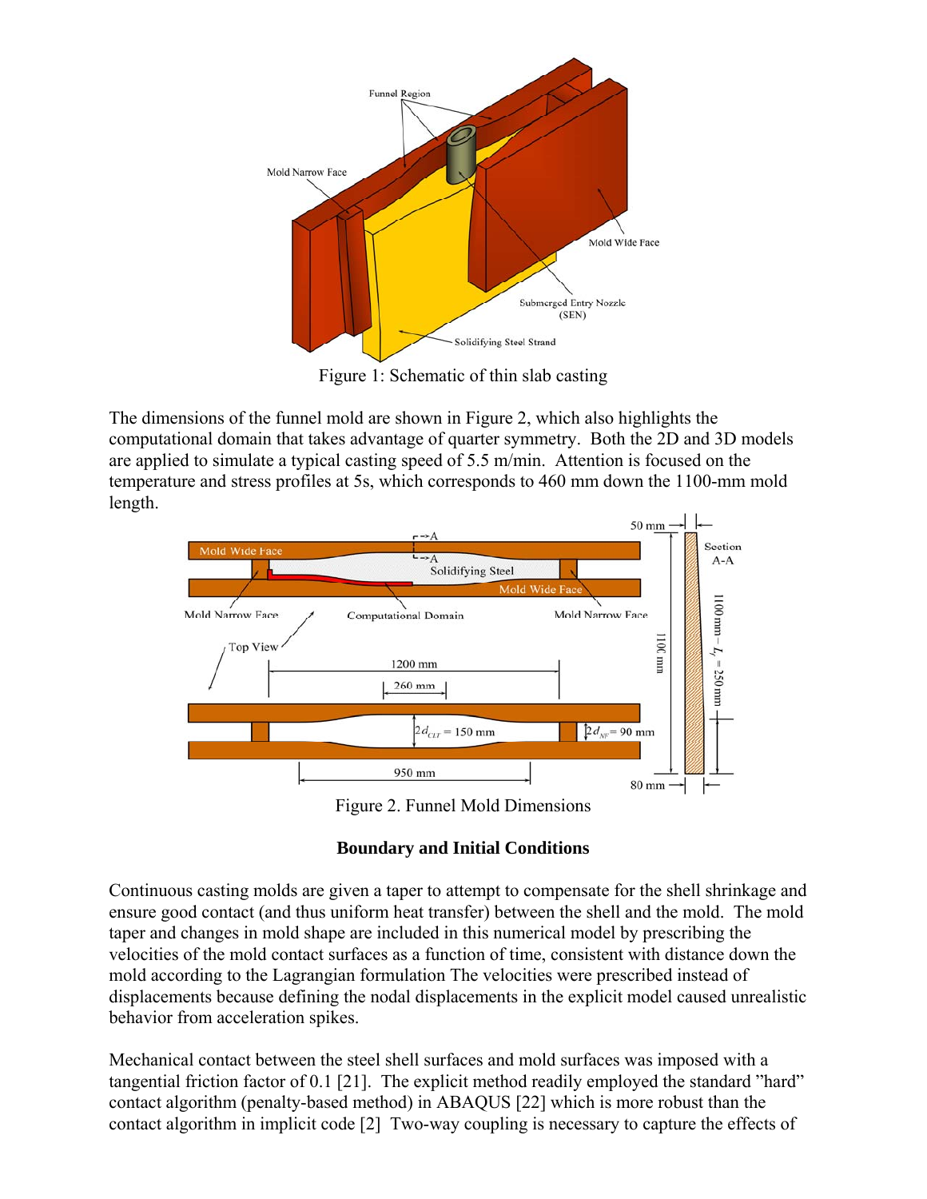Figure 1: Schematic of thin slab casting

The dimensions of the funnel mold are shown in Figure 2, which also highlights the computational domain that takes advantage of quarter symmetry. Both the 2D and 3D models are applied to simulate a typical casting speed of 5.5 m/min. Attention is focused on the temperature and stress profiles at 5s, which corresponds to 460 mm down the 1100-mm mold length.

Figure 2. Funnel Mold Dimensions

## Boundary and Initial Conditions

Continuous casting molds are given a taper to attempt to compensate for the shell shrinkage and ensure good contact (and thus uniform heat transfer) between the shell and the mold. The mold taper and changes in mold shape are included in this numerical model by prescribing the velocities of the mold contact surfaces as a function of time, consistent with distance down the mold according to the Lagrangian formulation The velocities were prescribed instead of displacements because defining the nodal displacements in the explicit model caused unrealistic behavior from acceleration spikes.

Mechanical contact between the steel shell surfaces and mold surfaces was imposed with a tangential friction factor of 0.1 [21]. The explicit method readily employed the standard "hard" contact algorithm (penalty-based method) in ABAQUS [22] which is more robust than the contact algorithm in implicit code [2] Two-way coupling is necessary to capture the effects of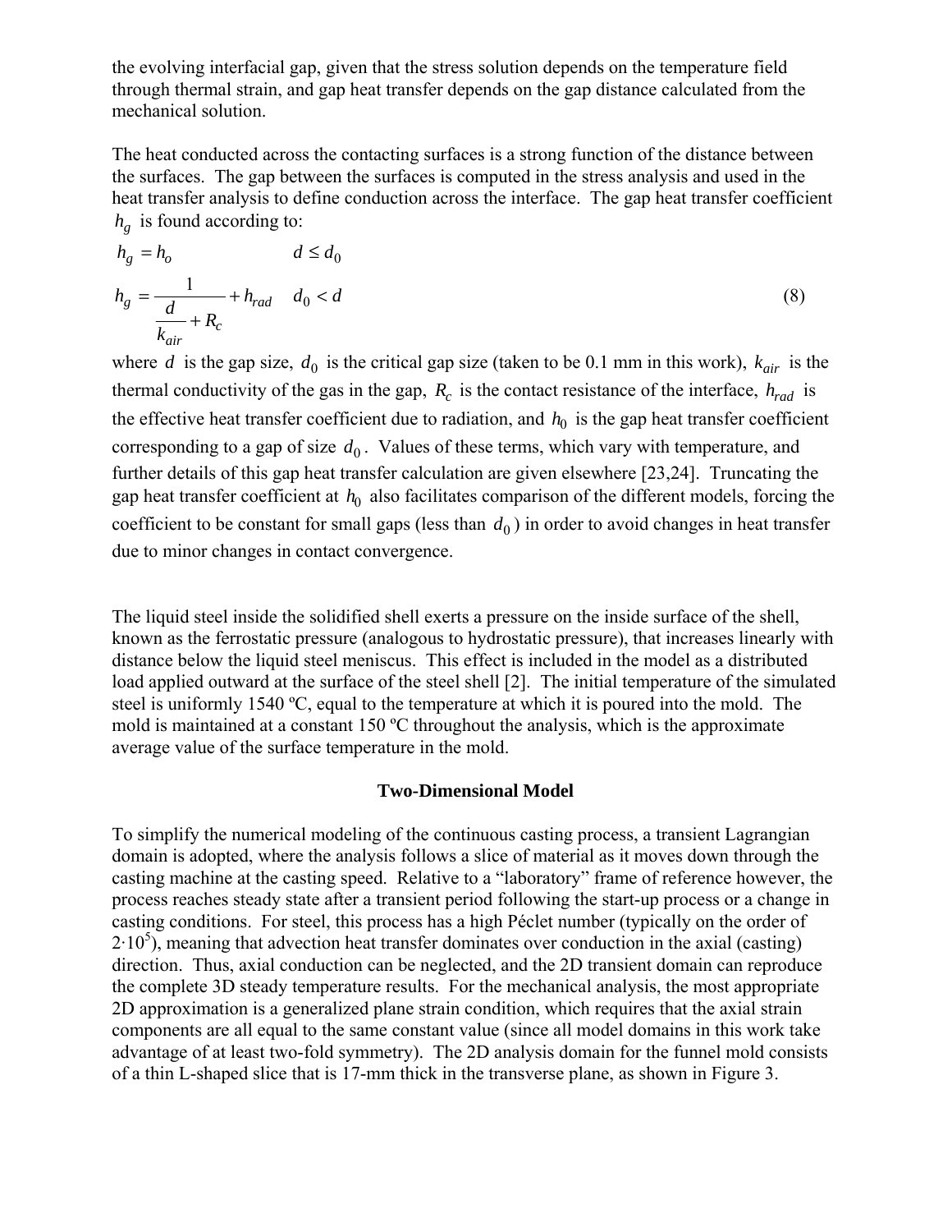the evolving interfacial gap, given that the stress solution depends on the temperature field through thermal strain, and gap heat transfer depends on the gap distance calculated from the mechanical solution.

The heat conducted across the contacting surfaces is a strong function of the distance between the surfaces. The gap between the surfaces is computed in the stress analysis and used in the heat transfer analysis to define conduction across the interface. The gap heat transfer coefficient $h_g$ is found according to:

$$
\begin{aligned}
h_g &= h_o \qquad\qquad\qquad d \le d_0 \\
h_g &= \frac{1}{\dfrac{d}{k_{air}} + R_c} + h_{rad} \quad d_0 < d
\end{aligned}
\tag{8}
$$

where $d$ is the gap size, $d_0$ is the critical gap size (taken to be 0.1 mm in this work), $k_{air}$ is the thermal conductivity of the gas in the gap, $R_c$ is the contact resistance of the interface, $h_{rad}$ is the effective heat transfer coefficient due to radiation, and $h_0$ is the gap heat transfer coefficient corresponding to a gap of size $d_0$. Values of these terms, which vary with temperature, and further details of this gap heat transfer calculation are given elsewhere [23,24]. Truncating the gap heat transfer coefficient at $h_0$ also facilitates comparison of the different models, forcing the coefficient to be constant for small gaps (less than $d_0$) in order to avoid changes in heat transfer due to minor changes in contact convergence.

The liquid steel inside the solidified shell exerts a pressure on the inside surface of the shell, known as the ferrostatic pressure (analogous to hydrostatic pressure), that increases linearly with distance below the liquid steel meniscus. This effect is included in the model as a distributed load applied outward at the surface of the steel shell [2]. The initial temperature of the simulated steel is uniformly 1540 ºC, equal to the temperature at which it is poured into the mold. The mold is maintained at a constant 150 ºC throughout the analysis, which is the approximate average value of the surface temperature in the mold.

## Two-Dimensional Model

To simplify the numerical modeling of the continuous casting process, a transient Lagrangian domain is adopted, where the analysis follows a slice of material as it moves down through the casting machine at the casting speed. Relative to a "laboratory" frame of reference however, the process reaches steady state after a transient period following the start-up process or a change in casting conditions. For steel, this process has a high Péclet number (typically on the order of $2{\cdot}10^5$), meaning that advection heat transfer dominates over conduction in the axial (casting) direction. Thus, axial conduction can be neglected, and the 2D transient domain can reproduce the complete 3D steady temperature results. For the mechanical analysis, the most appropriate 2D approximation is a generalized plane strain condition, which requires that the axial strain components are all equal to the same constant value (since all model domains in this work take advantage of at least two-fold symmetry). The 2D analysis domain for the funnel mold consists of a thin L-shaped slice that is 17-mm thick in the transverse plane, as shown in Figure 3.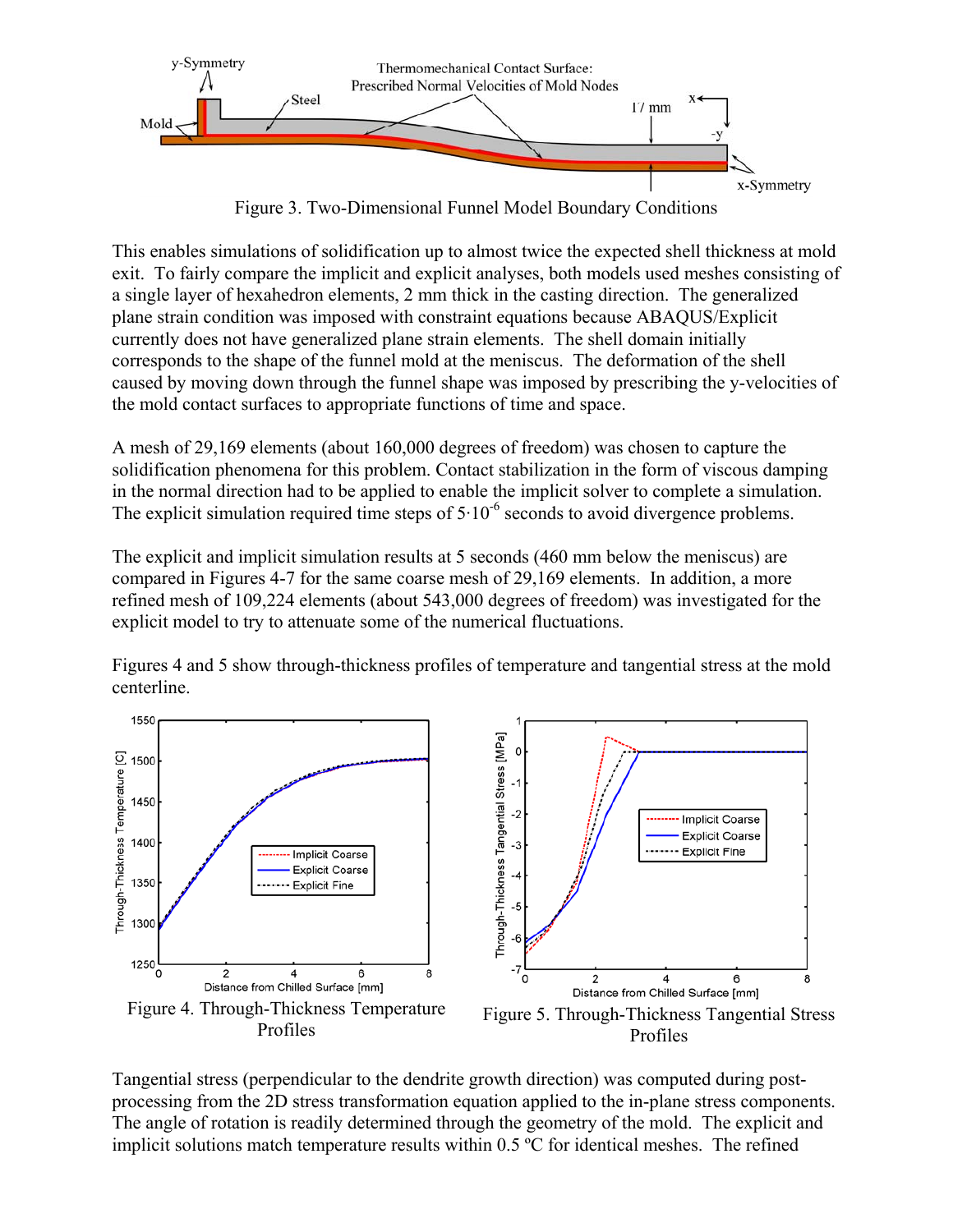Figure 3. Two-Dimensional Funnel Model Boundary Conditions

This enables simulations of solidification up to almost twice the expected shell thickness at mold exit. To fairly compare the implicit and explicit analyses, both models used meshes consisting of a single layer of hexahedron elements, 2 mm thick in the casting direction. The generalized plane strain condition was imposed with constraint equations because ABAQUS/Explicit currently does not have generalized plane strain elements. The shell domain initially corresponds to the shape of the funnel mold at the meniscus. The deformation of the shell caused by moving down through the funnel shape was imposed by prescribing the y-velocities of the mold contact surfaces to appropriate functions of time and space.

A mesh of 29,169 elements (about 160,000 degrees of freedom) was chosen to capture the solidification phenomena for this problem. Contact stabilization in the form of viscous damping in the normal direction had to be applied to enable the implicit solver to complete a simulation. The explicit simulation required time steps of $5 \cdot 10^{-6}$ seconds to avoid divergence problems.

The explicit and implicit simulation results at 5 seconds (460 mm below the meniscus) are compared in Figures 4-7 for the same coarse mesh of 29,169 elements. In addition, a more refined mesh of 109,224 elements (about 543,000 degrees of freedom) was investigated for the explicit model to try to attenuate some of the numerical fluctuations.

Figures 4 and 5 show through-thickness profiles of temperature and tangential stress at the mold centerline.

Figure 4. Through-Thickness Temperature Profiles

Figure 5. Through-Thickness Tangential Stress Profiles

Tangential stress (perpendicular to the dendrite growth direction) was computed during post-processing from the 2D stress transformation equation applied to the in-plane stress components. The angle of rotation is readily determined through the geometry of the mold. The explicit and implicit solutions match temperature results within 0.5 ºC for identical meshes. The refined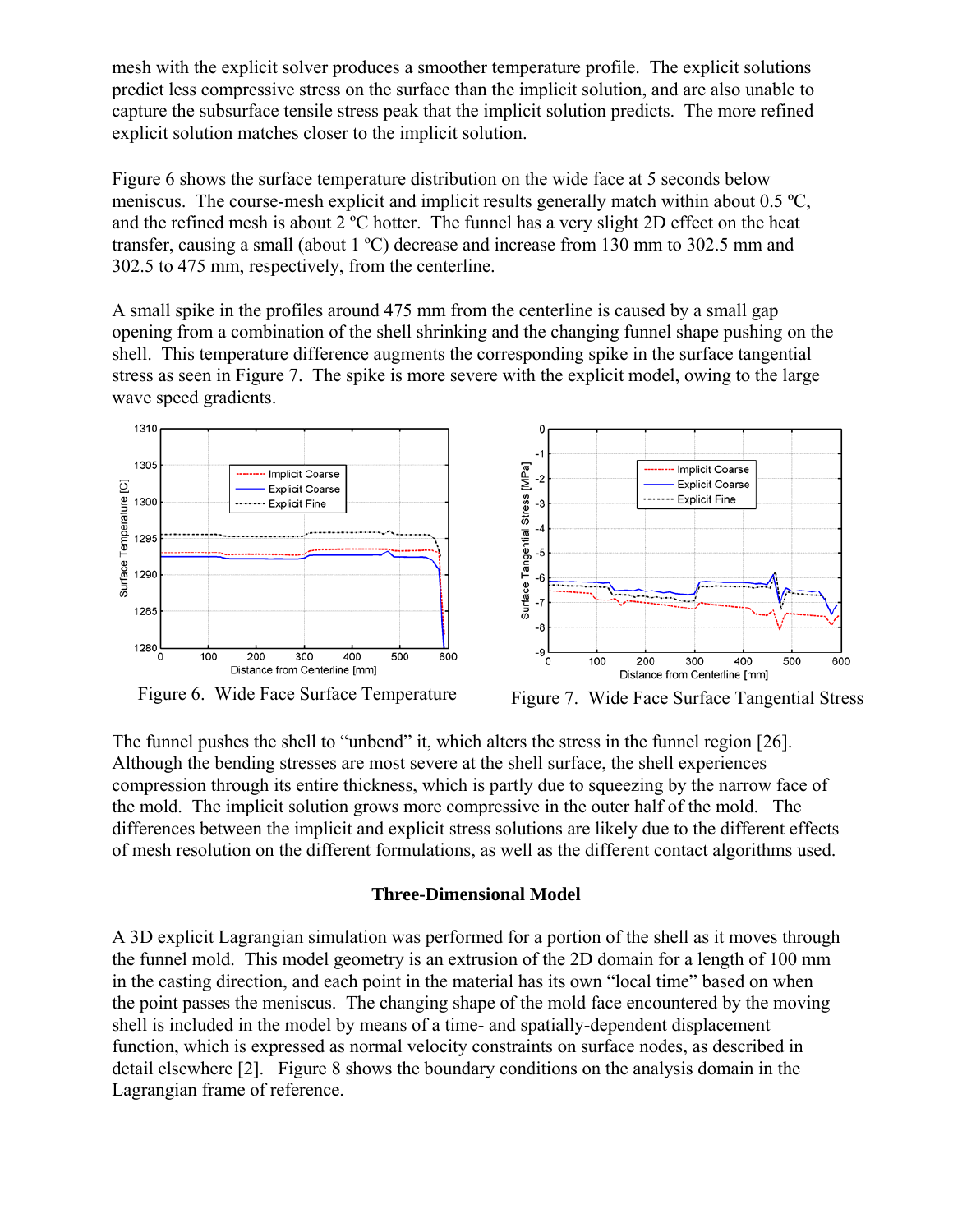mesh with the explicit solver produces a smoother temperature profile. The explicit solutions predict less compressive stress on the surface than the implicit solution, and are also unable to capture the subsurface tensile stress peak that the implicit solution predicts. The more refined explicit solution matches closer to the implicit solution.

Figure 6 shows the surface temperature distribution on the wide face at 5 seconds below meniscus. The course-mesh explicit and implicit results generally match within about 0.5 ºC, and the refined mesh is about 2 ºC hotter. The funnel has a very slight 2D effect on the heat transfer, causing a small (about 1 ºC) decrease and increase from 130 mm to 302.5 mm and 302.5 to 475 mm, respectively, from the centerline.

A small spike in the profiles around 475 mm from the centerline is caused by a small gap opening from a combination of the shell shrinking and the changing funnel shape pushing on the shell. This temperature difference augments the corresponding spike in the surface tangential stress as seen in Figure 7. The spike is more severe with the explicit model, owing to the large wave speed gradients.

Figure 6. Wide Face Surface Temperature

Figure 7. Wide Face Surface Tangential Stress

The funnel pushes the shell to "unbend" it, which alters the stress in the funnel region [26]. Although the bending stresses are most severe at the shell surface, the shell experiences compression through its entire thickness, which is partly due to squeezing by the narrow face of the mold. The implicit solution grows more compressive in the outer half of the mold. The differences between the implicit and explicit stress solutions are likely due to the different effects of mesh resolution on the different formulations, as well as the different contact algorithms used.

## Three-Dimensional Model

A 3D explicit Lagrangian simulation was performed for a portion of the shell as it moves through the funnel mold. This model geometry is an extrusion of the 2D domain for a length of 100 mm in the casting direction, and each point in the material has its own "local time" based on when the point passes the meniscus. The changing shape of the mold face encountered by the moving shell is included in the model by means of a time- and spatially-dependent displacement function, which is expressed as normal velocity constraints on surface nodes, as described in detail elsewhere [2]. Figure 8 shows the boundary conditions on the analysis domain in the Lagrangian frame of reference.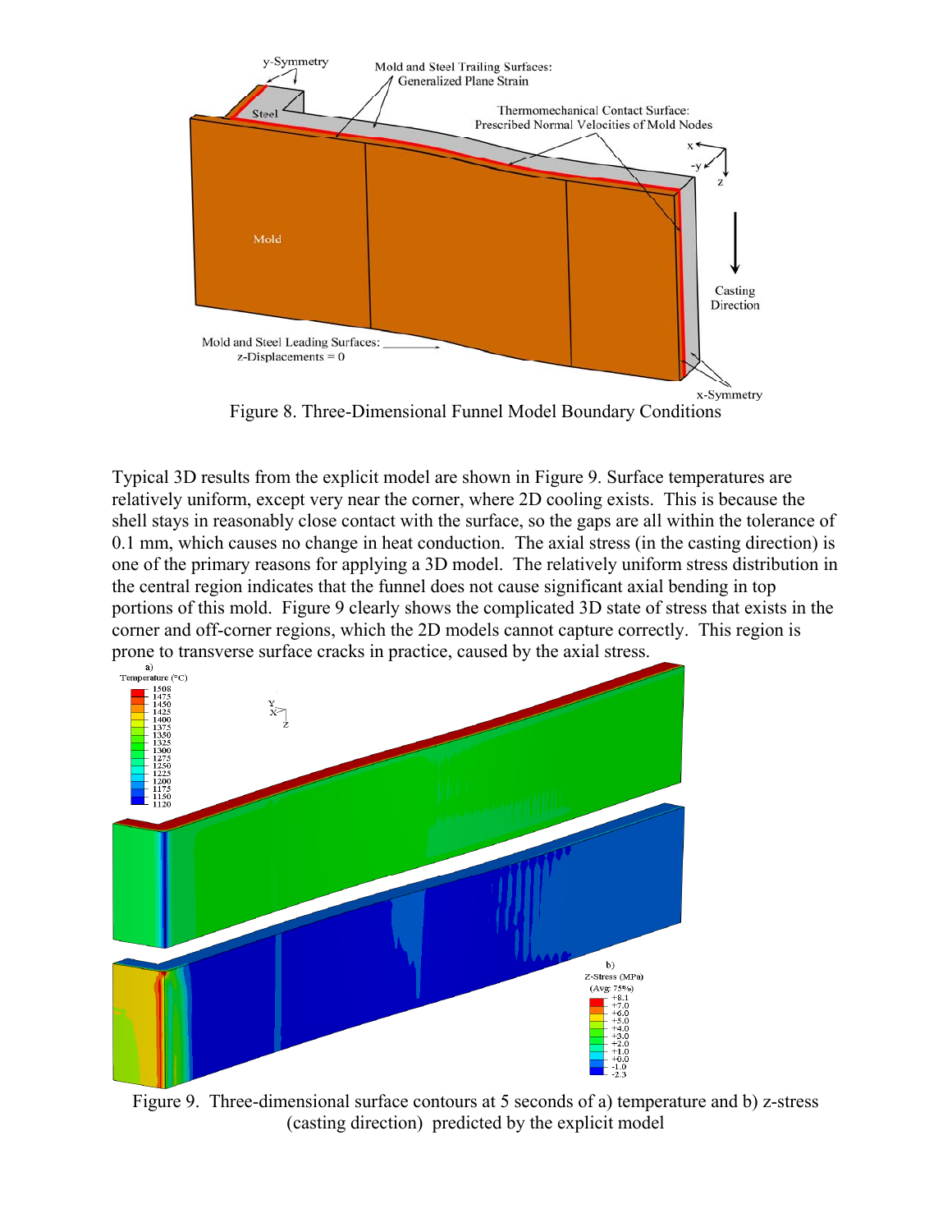Figure 8. Three-Dimensional Funnel Model Boundary Conditions

Typical 3D results from the explicit model are shown in Figure 9. Surface temperatures are relatively uniform, except very near the corner, where 2D cooling exists. This is because the shell stays in reasonably close contact with the surface, so the gaps are all within the tolerance of 0.1 mm, which causes no change in heat conduction. The axial stress (in the casting direction) is one of the primary reasons for applying a 3D model. The relatively uniform stress distribution in the central region indicates that the funnel does not cause significant axial bending in top portions of this mold. Figure 9 clearly shows the complicated 3D state of stress that exists in the corner and off-corner regions, which the 2D models cannot capture correctly. This region is prone to transverse surface cracks in practice, caused by the axial stress.

Figure 9. Three-dimensional surface contours at 5 seconds of a) temperature and b) z-stress (casting direction) predicted by the explicit model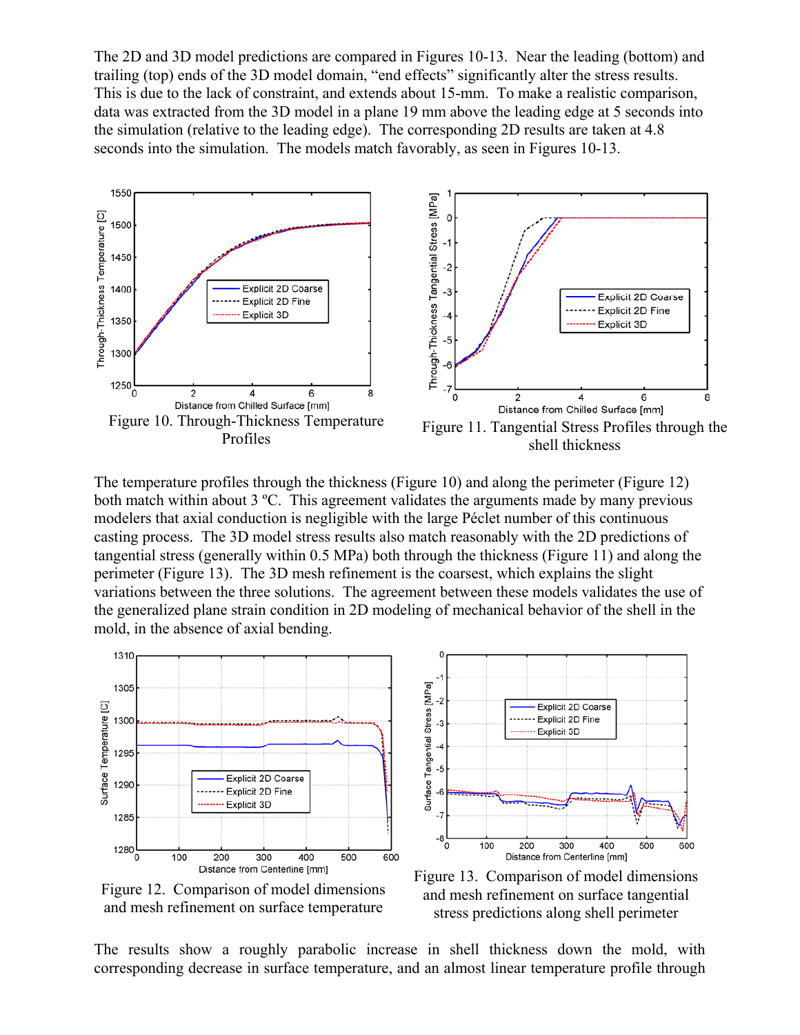The 2D and 3D model predictions are compared in Figures 10-13. Near the leading (bottom) and trailing (top) ends of the 3D model domain, "end effects" significantly alter the stress results. This is due to the lack of constraint, and extends about 15-mm. To make a realistic comparison, data was extracted from the 3D model in a plane 19 mm above the leading edge at 5 seconds into the simulation (relative to the leading edge). The corresponding 2D results are taken at 4.8 seconds into the simulation. The models match favorably, as seen in Figures 10-13.

Figure 10. Through-Thickness Temperature Profiles

Figure 11. Tangential Stress Profiles through the shell thickness

The temperature profiles through the thickness (Figure 10) and along the perimeter (Figure 12) both match within about 3 ºC. This agreement validates the arguments made by many previous modelers that axial conduction is negligible with the large Péclet number of this continuous casting process. The 3D model stress results also match reasonably with the 2D predictions of tangential stress (generally within 0.5 MPa) both through the thickness (Figure 11) and along the perimeter (Figure 13). The 3D mesh refinement is the coarsest, which explains the slight variations between the three solutions. The agreement between these models validates the use of the generalized plane strain condition in 2D modeling of mechanical behavior of the shell in the mold, in the absence of axial bending.

Figure 12. Comparison of model dimensions and mesh refinement on surface temperature

Figure 13. Comparison of model dimensions and mesh refinement on surface tangential stress predictions along shell perimeter

The results show a roughly parabolic increase in shell thickness down the mold, with corresponding decrease in surface temperature, and an almost linear temperature profile through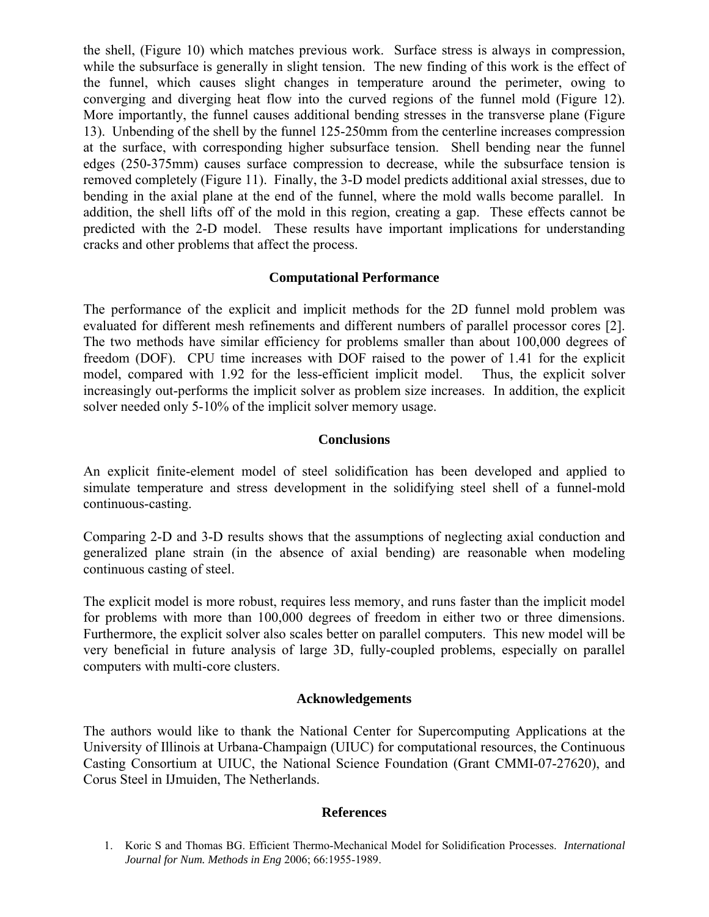the shell, (Figure 10) which matches previous work. Surface stress is always in compression, while the subsurface is generally in slight tension. The new finding of this work is the effect of the funnel, which causes slight changes in temperature around the perimeter, owing to converging and diverging heat flow into the curved regions of the funnel mold (Figure 12). More importantly, the funnel causes additional bending stresses in the transverse plane (Figure 13). Unbending of the shell by the funnel 125-250mm from the centerline increases compression at the surface, with corresponding higher subsurface tension. Shell bending near the funnel edges (250-375mm) causes surface compression to decrease, while the subsurface tension is removed completely (Figure 11). Finally, the 3-D model predicts additional axial stresses, due to bending in the axial plane at the end of the funnel, where the mold walls become parallel. In addition, the shell lifts off of the mold in this region, creating a gap. These effects cannot be predicted with the 2-D model. These results have important implications for understanding cracks and other problems that affect the process.

## Computational Performance

The performance of the explicit and implicit methods for the 2D funnel mold problem was evaluated for different mesh refinements and different numbers of parallel processor cores [2]. The two methods have similar efficiency for problems smaller than about 100,000 degrees of freedom (DOF). CPU time increases with DOF raised to the power of 1.41 for the explicit model, compared with 1.92 for the less-efficient implicit model. Thus, the explicit solver increasingly out-performs the implicit solver as problem size increases. In addition, the explicit solver needed only 5-10% of the implicit solver memory usage.

## Conclusions

An explicit finite-element model of steel solidification has been developed and applied to simulate temperature and stress development in the solidifying steel shell of a funnel-mold continuous-casting.

Comparing 2-D and 3-D results shows that the assumptions of neglecting axial conduction and generalized plane strain (in the absence of axial bending) are reasonable when modeling continuous casting of steel.

The explicit model is more robust, requires less memory, and runs faster than the implicit model for problems with more than 100,000 degrees of freedom in either two or three dimensions. Furthermore, the explicit solver also scales better on parallel computers. This new model will be very beneficial in future analysis of large 3D, fully-coupled problems, especially on parallel computers with multi-core clusters.

## Acknowledgements

The authors would like to thank the National Center for Supercomputing Applications at the University of Illinois at Urbana-Champaign (UIUC) for computational resources, the Continuous Casting Consortium at UIUC, the National Science Foundation (Grant CMMI-07-27620), and Corus Steel in IJmuiden, The Netherlands.

## References

1. Koric S and Thomas BG. Efficient Thermo-Mechanical Model for Solidification Processes. *International Journal for Num. Methods in Eng* 2006; 66:1955-1989.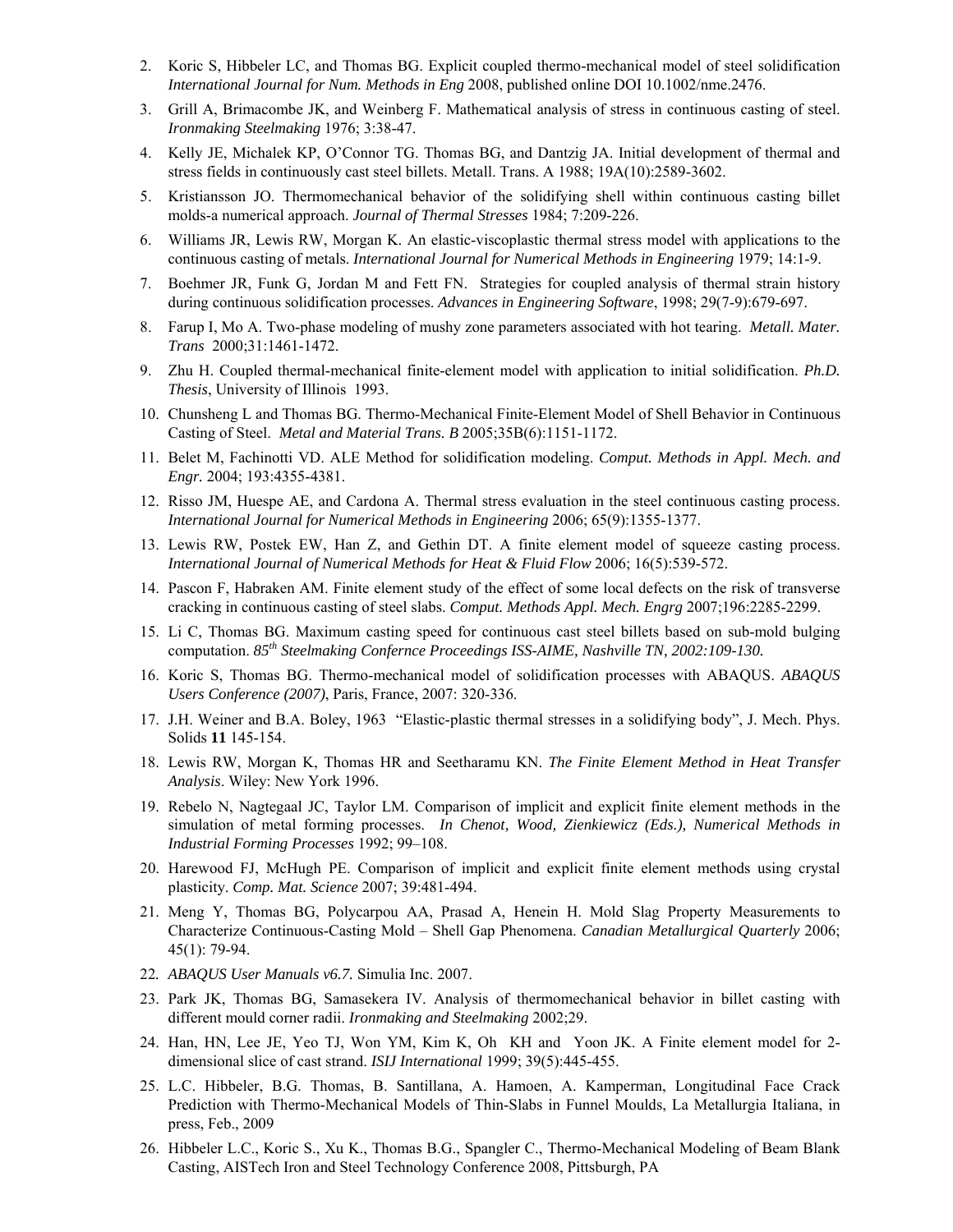2. Koric S, Hibbeler LC, and Thomas BG. Explicit coupled thermo-mechanical model of steel solidification *International Journal for Num. Methods in Eng* 2008, published online DOI 10.1002/nme.2476.
3. Grill A, Brimacombe JK, and Weinberg F. Mathematical analysis of stress in continuous casting of steel. *Ironmaking Steelmaking* 1976; 3:38-47.
4. Kelly JE, Michalek KP, O'Connor TG. Thomas BG, and Dantzig JA. Initial development of thermal and stress fields in continuously cast steel billets. Metall. Trans. A 1988; 19A(10):2589-3602.
5. Kristiansson JO. Thermomechanical behavior of the solidifying shell within continuous casting billet molds-a numerical approach. *Journal of Thermal Stresses* 1984; 7:209-226.
6. Williams JR, Lewis RW, Morgan K. An elastic-viscoplastic thermal stress model with applications to the continuous casting of metals. *International Journal for Numerical Methods in Engineering* 1979; 14:1-9.
7. Boehmer JR, Funk G, Jordan M and Fett FN. Strategies for coupled analysis of thermal strain history during continuous solidification processes. *Advances in Engineering Software*, 1998; 29(7-9):679-697.
8. Farup I, Mo A. Two-phase modeling of mushy zone parameters associated with hot tearing. *Metall. Mater. Trans* 2000;31:1461-1472.
9. Zhu H. Coupled thermal-mechanical finite-element model with application to initial solidification. *Ph.D. Thesis*, University of Illinois 1993.
10. Chunsheng L and Thomas BG. Thermo-Mechanical Finite-Element Model of Shell Behavior in Continuous Casting of Steel. *Metal and Material Trans. B* 2005;35B(6):1151-1172.
11. Belet M, Fachinotti VD. ALE Method for solidification modeling. *Comput. Methods in Appl. Mech. and Engr.* 2004; 193:4355-4381.
12. Risso JM, Huespe AE, and Cardona A. Thermal stress evaluation in the steel continuous casting process. *International Journal for Numerical Methods in Engineering* 2006; 65(9):1355-1377.
13. Lewis RW, Postek EW, Han Z, and Gethin DT. A finite element model of squeeze casting process. *International Journal of Numerical Methods for Heat & Fluid Flow* 2006; 16(5):539-572.
14. Pascon F, Habraken AM. Finite element study of the effect of some local defects on the risk of transverse cracking in continuous casting of steel slabs. *Comput. Methods Appl. Mech. Engrg* 2007;196:2285-2299.
15. Li C, Thomas BG. Maximum casting speed for continuous cast steel billets based on sub-mold bulging computation. *85th Steelmaking Confernce Proceedings ISS-AIME, Nashville TN, 2002:109-130.*
16. Koric S, Thomas BG. Thermo-mechanical model of solidification processes with ABAQUS. *ABAQUS Users Conference (2007)*, Paris, France, 2007: 320-336.
17. J.H. Weiner and B.A. Boley, 1963 "Elastic-plastic thermal stresses in a solidifying body", J. Mech. Phys. Solids **11** 145-154.
18. Lewis RW, Morgan K, Thomas HR and Seetharamu KN. *The Finite Element Method in Heat Transfer Analysis*. Wiley: New York 1996.
19. Rebelo N, Nagtegaal JC, Taylor LM. Comparison of implicit and explicit finite element methods in the simulation of metal forming processes. *In Chenot, Wood, Zienkiewicz (Eds.), Numerical Methods in Industrial Forming Processes* 1992; 99–108.
20. Harewood FJ, McHugh PE. Comparison of implicit and explicit finite element methods using crystal plasticity. *Comp. Mat. Science* 2007; 39:481-494.
21. Meng Y, Thomas BG, Polycarpou AA, Prasad A, Henein H. Mold Slag Property Measurements to Characterize Continuous-Casting Mold – Shell Gap Phenomena. *Canadian Metallurgical Quarterly* 2006; 45(1): 79-94.
22. *ABAQUS User Manuals v6.7.* Simulia Inc. 2007.
23. Park JK, Thomas BG, Samasekera IV. Analysis of thermomechanical behavior in billet casting with different mould corner radii. *Ironmaking and Steelmaking* 2002;29.
24. Han, HN, Lee JE, Yeo TJ, Won YM, Kim K, Oh KH and Yoon JK. A Finite element model for 2-dimensional slice of cast strand. *ISIJ International* 1999; 39(5):445-455.
25. L.C. Hibbeler, B.G. Thomas, B. Santillana, A. Hamoen, A. Kamperman, Longitudinal Face Crack Prediction with Thermo-Mechanical Models of Thin-Slabs in Funnel Moulds, La Metallurgia Italiana, in press, Feb., 2009
26. Hibbeler L.C., Koric S., Xu K., Thomas B.G., Spangler C., Thermo-Mechanical Modeling of Beam Blank Casting, AISTech Iron and Steel Technology Conference 2008, Pittsburgh, PA